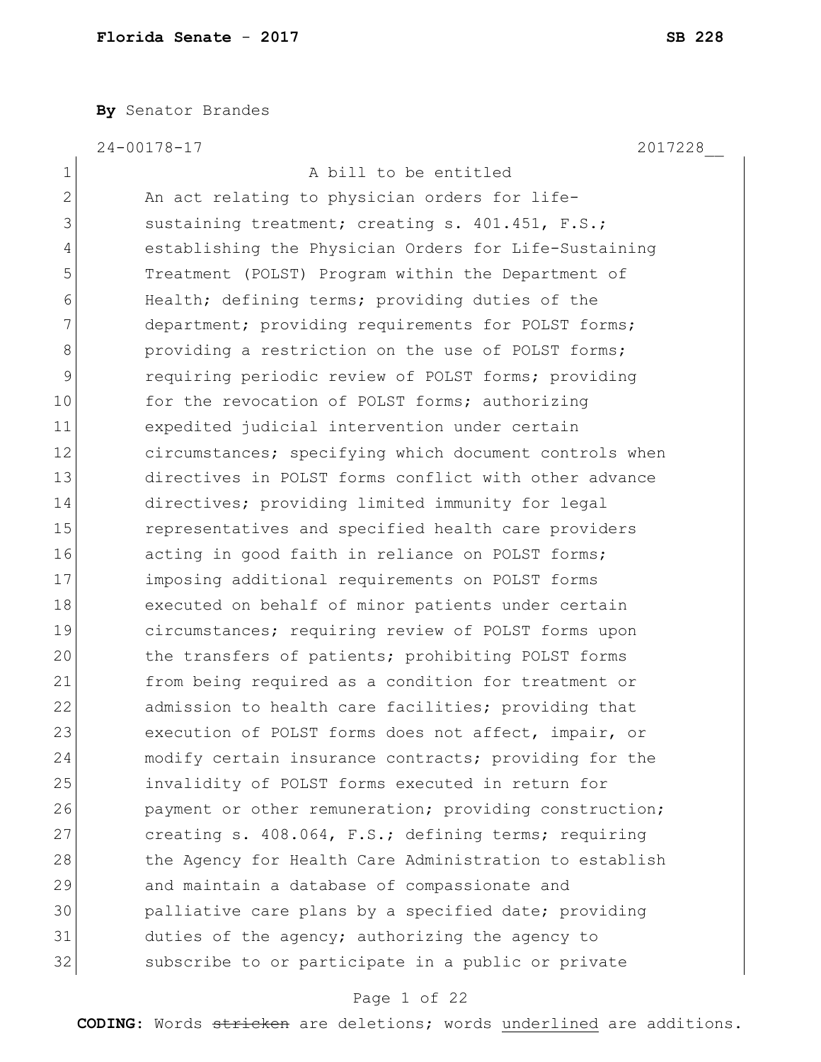By Senator Brandes

24-00178-17 2017228__

A bill to be entitled

An act relating to physician orders for life-sustaining treatment; creating s. 401.451, F.S.; establishing the Physician Orders for Life-Sustaining Treatment (POLST) Program within the Department of Health; defining terms; providing duties of the department; providing requirements for POLST forms; providing a restriction on the use of POLST forms; requiring periodic review of POLST forms; providing for the revocation of POLST forms; authorizing expedited judicial intervention under certain circumstances; specifying which document controls when directives in POLST forms conflict with other advance directives; providing limited immunity for legal representatives and specified health care providers acting in good faith in reliance on POLST forms; imposing additional requirements on POLST forms executed on behalf of minor patients under certain circumstances; requiring review of POLST forms upon the transfers of patients; prohibiting POLST forms from being required as a condition for treatment or admission to health care facilities; providing that execution of POLST forms does not affect, impair, or modify certain insurance contracts; providing for the invalidity of POLST forms executed in return for payment or other remuneration; providing construction; creating s. 408.064, F.S.; defining terms; requiring the Agency for Health Care Administration to establish and maintain a database of compassionate and palliative care plans by a specified date; providing duties of the agency; authorizing the agency to subscribe to or participate in a public or private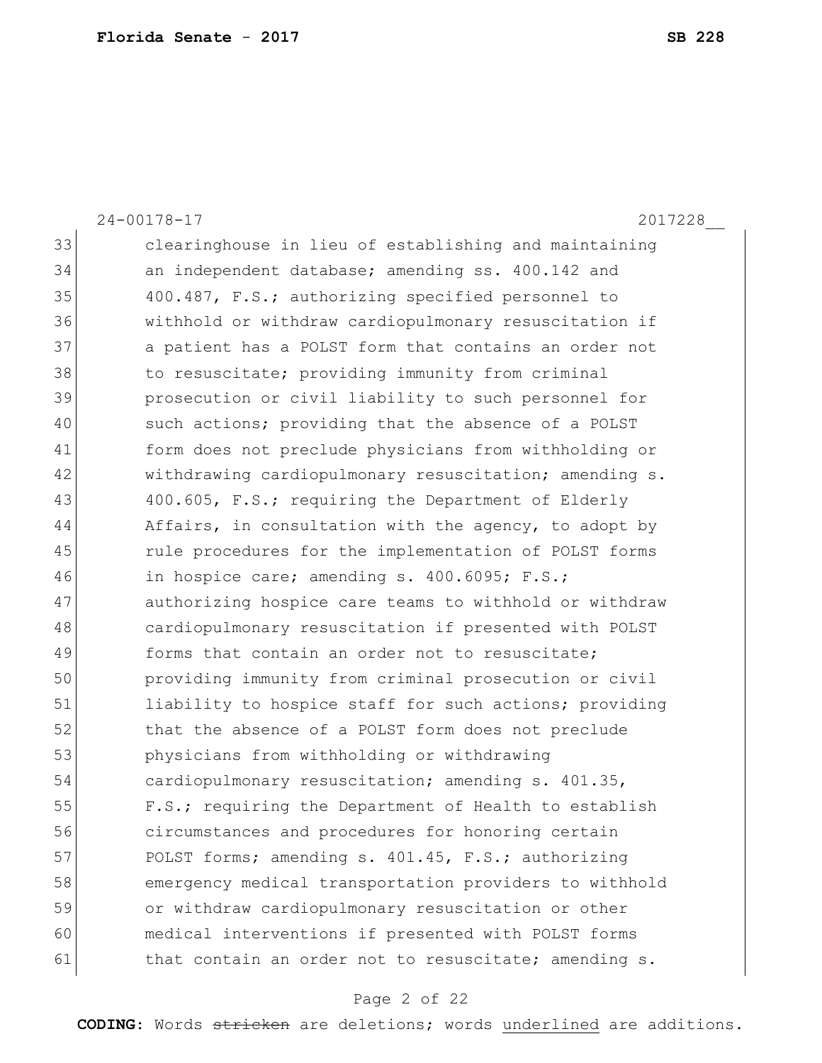24-00178-17 2017228__

33 clearinghouse in lieu of establishing and maintaining
34 an independent database; amending ss. 400.142 and
35 400.487, F.S.; authorizing specified personnel to
36 withhold or withdraw cardiopulmonary resuscitation if
37 a patient has a POLST form that contains an order not
38 to resuscitate; providing immunity from criminal
39 prosecution or civil liability to such personnel for
40 such actions; providing that the absence of a POLST
41 form does not preclude physicians from withholding or
42 withdrawing cardiopulmonary resuscitation; amending s.
43 400.605, F.S.; requiring the Department of Elderly
44 Affairs, in consultation with the agency, to adopt by
45 rule procedures for the implementation of POLST forms
46 in hospice care; amending s. 400.6095; F.S.;
47 authorizing hospice care teams to withhold or withdraw
48 cardiopulmonary resuscitation if presented with POLST
49 forms that contain an order not to resuscitate;
50 providing immunity from criminal prosecution or civil
51 liability to hospice staff for such actions; providing
52 that the absence of a POLST form does not preclude
53 physicians from withholding or withdrawing
54 cardiopulmonary resuscitation; amending s. 401.35,
55 F.S.; requiring the Department of Health to establish
56 circumstances and procedures for honoring certain
57 POLST forms; amending s. 401.45, F.S.; authorizing
58 emergency medical transportation providers to withhold
59 or withdraw cardiopulmonary resuscitation or other
60 medical interventions if presented with POLST forms
61 that contain an order not to resuscitate; amending s.

**CODING:** Words ~~stricken~~ are deletions; words underlined are additions.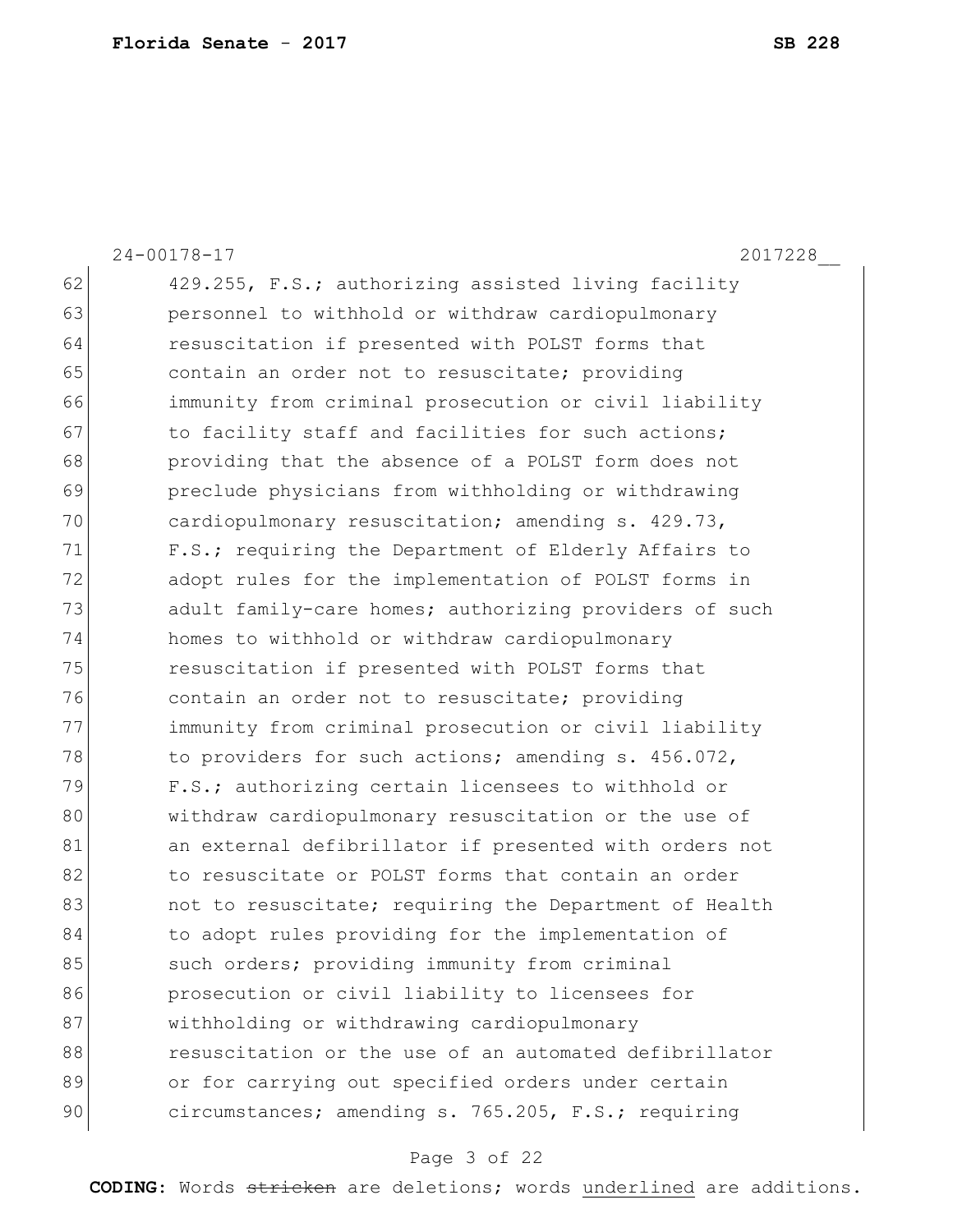429.255, F.S.; authorizing assisted living facility personnel to withhold or withdraw cardiopulmonary resuscitation if presented with POLST forms that contain an order not to resuscitate; providing immunity from criminal prosecution or civil liability to facility staff and facilities for such actions; providing that the absence of a POLST form does not preclude physicians from withholding or withdrawing cardiopulmonary resuscitation; amending s. 429.73, F.S.; requiring the Department of Elderly Affairs to adopt rules for the implementation of POLST forms in adult family-care homes; authorizing providers of such homes to withhold or withdraw cardiopulmonary resuscitation if presented with POLST forms that contain an order not to resuscitate; providing immunity from criminal prosecution or civil liability to providers for such actions; amending s. 456.072, F.S.; authorizing certain licensees to withhold or withdraw cardiopulmonary resuscitation or the use of an external defibrillator if presented with orders not to resuscitate or POLST forms that contain an order not to resuscitate; requiring the Department of Health to adopt rules providing for the implementation of such orders; providing immunity from criminal prosecution or civil liability to licensees for withholding or withdrawing cardiopulmonary resuscitation or the use of an automated defibrillator or for carrying out specified orders under certain circumstances; amending s. 765.205, F.S.; requiring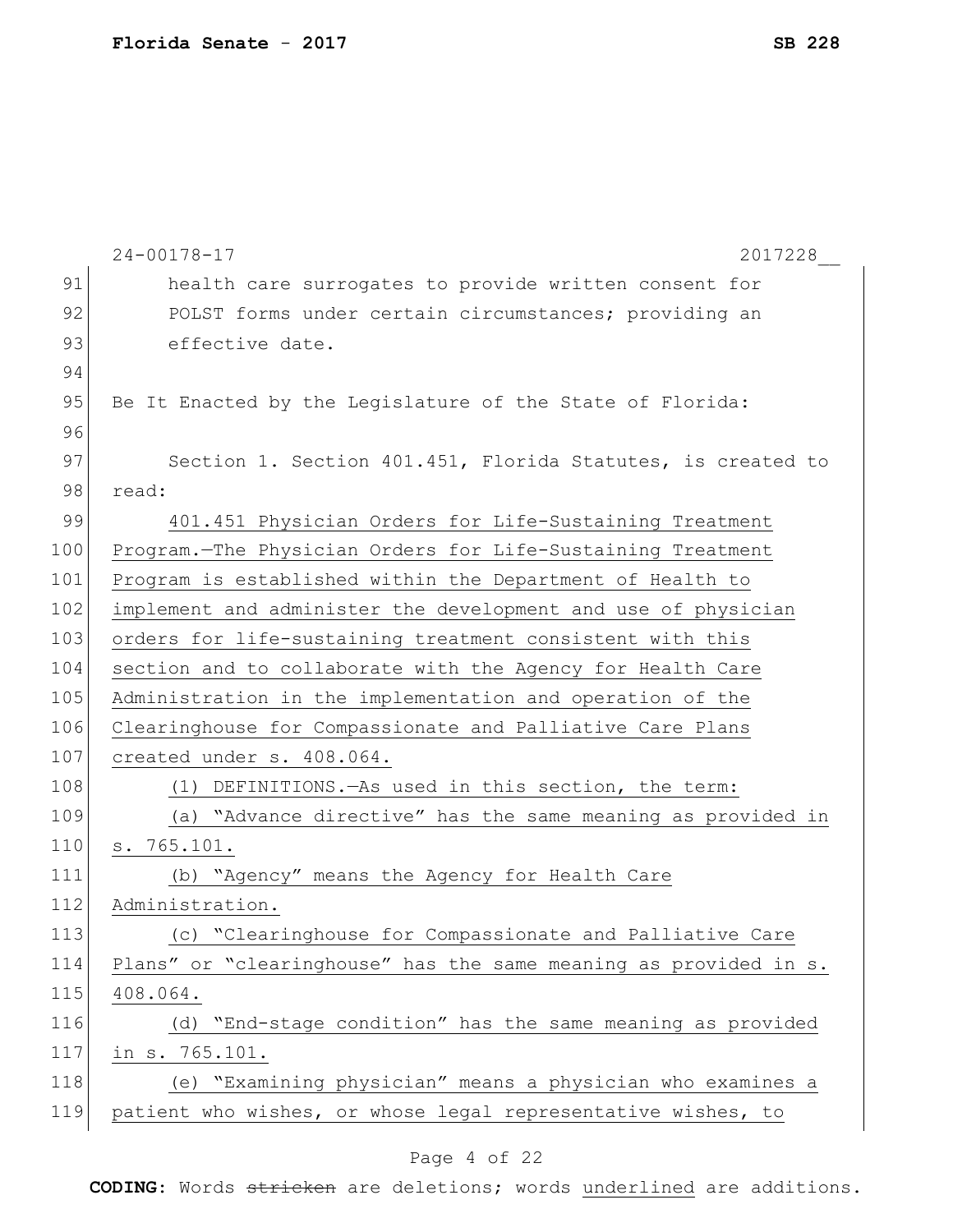health care surrogates to provide written consent for POLST forms under certain circumstances; providing an effective date.

Be It Enacted by the Legislature of the State of Florida:

Section 1. Section 401.451, Florida Statutes, is created to read:

401.451 Physician Orders for Life-Sustaining Treatment Program.—The Physician Orders for Life-Sustaining Treatment Program is established within the Department of Health to implement and administer the development and use of physician orders for life-sustaining treatment consistent with this section and to collaborate with the Agency for Health Care Administration in the implementation and operation of the Clearinghouse for Compassionate and Palliative Care Plans created under s. 408.064.

(1) DEFINITIONS.—As used in this section, the term:

(a) "Advance directive" has the same meaning as provided in s. 765.101.

(b) "Agency" means the Agency for Health Care Administration.

(c) "Clearinghouse for Compassionate and Palliative Care Plans" or "clearinghouse" has the same meaning as provided in s. 408.064.

(d) "End-stage condition" has the same meaning as provided in s. 765.101.

(e) "Examining physician" means a physician who examines a patient who wishes, or whose legal representative wishes, to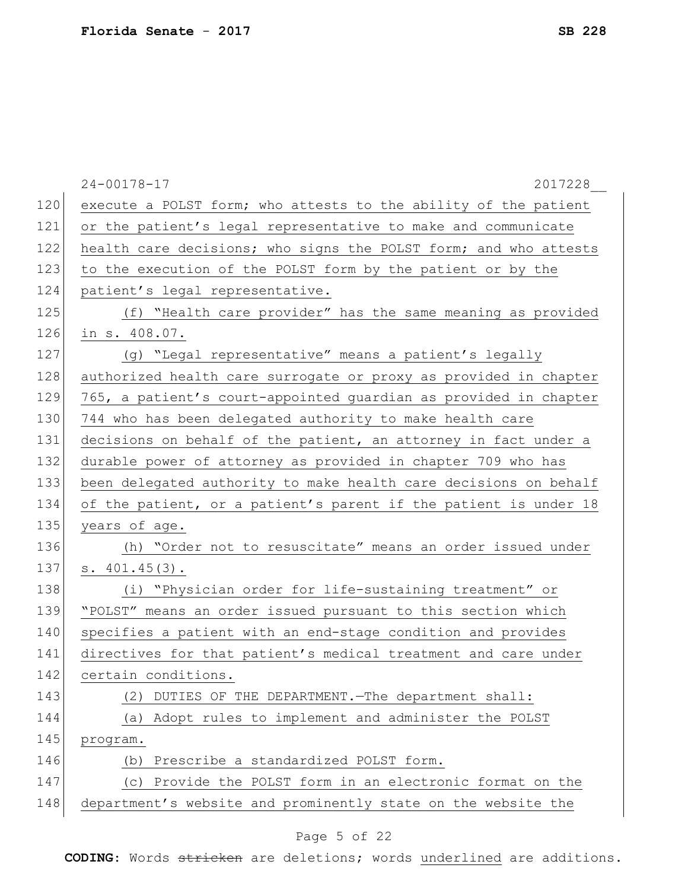execute a POLST form; who attests to the ability of the patient or the patient's legal representative to make and communicate health care decisions; who signs the POLST form; and who attests to the execution of the POLST form by the patient or by the patient's legal representative.

(f) "Health care provider" has the same meaning as provided in s. 408.07.

(g) "Legal representative" means a patient's legally authorized health care surrogate or proxy as provided in chapter 765, a patient's court-appointed guardian as provided in chapter 744 who has been delegated authority to make health care decisions on behalf of the patient, an attorney in fact under a durable power of attorney as provided in chapter 709 who has been delegated authority to make health care decisions on behalf of the patient, or a patient's parent if the patient is under 18 years of age.

(h) "Order not to resuscitate" means an order issued under s. 401.45(3).

(i) "Physician order for life-sustaining treatment" or "POLST" means an order issued pursuant to this section which specifies a patient with an end-stage condition and provides directives for that patient's medical treatment and care under certain conditions.

(2) DUTIES OF THE DEPARTMENT.—The department shall:

(a) Adopt rules to implement and administer the POLST program.

(b) Prescribe a standardized POLST form.

(c) Provide the POLST form in an electronic format on the department's website and prominently state on the website the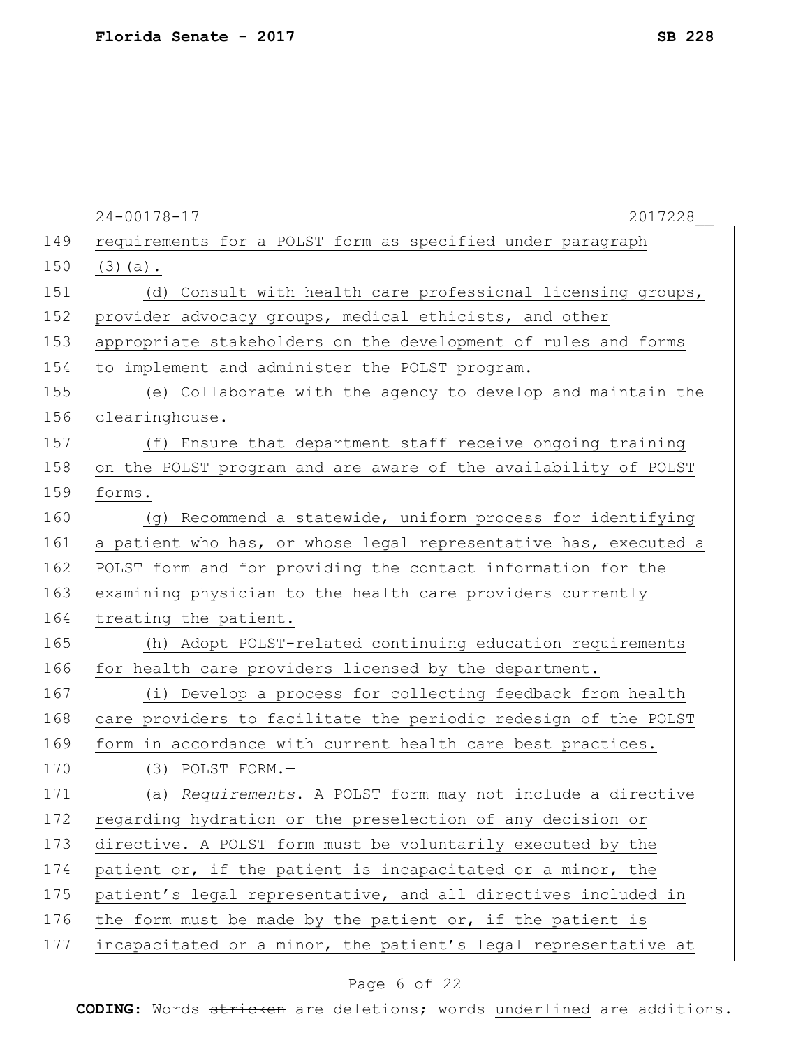requirements for a POLST form as specified under paragraph (3)(a).

(d) Consult with health care professional licensing groups, provider advocacy groups, medical ethicists, and other appropriate stakeholders on the development of rules and forms to implement and administer the POLST program.

(e) Collaborate with the agency to develop and maintain the clearinghouse.

(f) Ensure that department staff receive ongoing training on the POLST program and are aware of the availability of POLST forms.

(g) Recommend a statewide, uniform process for identifying a patient who has, or whose legal representative has, executed a POLST form and for providing the contact information for the examining physician to the health care providers currently treating the patient.

(h) Adopt POLST-related continuing education requirements for health care providers licensed by the department.

(i) Develop a process for collecting feedback from health care providers to facilitate the periodic redesign of the POLST form in accordance with current health care best practices.

(3) POLST FORM.—

(a) *Requirements*.—A POLST form may not include a directive regarding hydration or the preselection of any decision or directive. A POLST form must be voluntarily executed by the patient or, if the patient is incapacitated or a minor, the patient's legal representative, and all directives included in the form must be made by the patient or, if the patient is incapacitated or a minor, the patient's legal representative at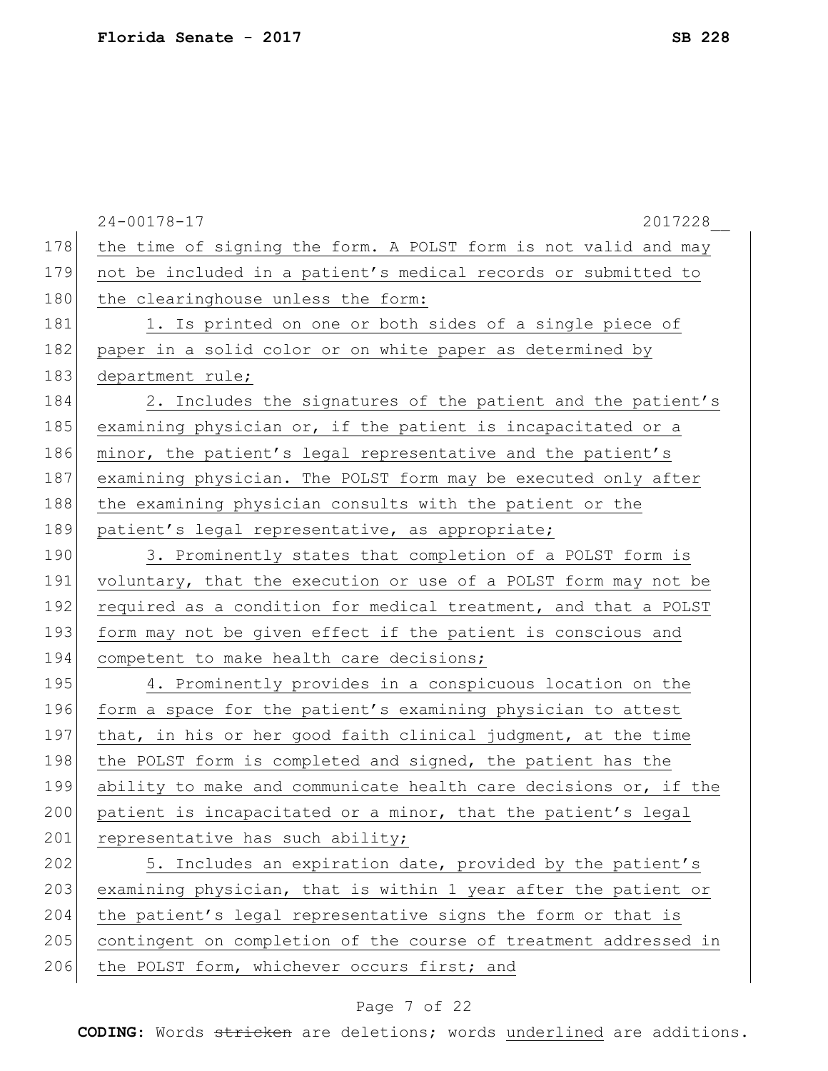the time of signing the form. A POLST form is not valid and may not be included in a patient's medical records or submitted to the clearinghouse unless the form:

1. Is printed on one or both sides of a single piece of paper in a solid color or on white paper as determined by department rule;

2. Includes the signatures of the patient and the patient's examining physician or, if the patient is incapacitated or a minor, the patient's legal representative and the patient's examining physician. The POLST form may be executed only after the examining physician consults with the patient or the patient's legal representative, as appropriate;

3. Prominently states that completion of a POLST form is voluntary, that the execution or use of a POLST form may not be required as a condition for medical treatment, and that a POLST form may not be given effect if the patient is conscious and competent to make health care decisions;

4. Prominently provides in a conspicuous location on the form a space for the patient's examining physician to attest that, in his or her good faith clinical judgment, at the time the POLST form is completed and signed, the patient has the ability to make and communicate health care decisions or, if the patient is incapacitated or a minor, that the patient's legal representative has such ability;

5. Includes an expiration date, provided by the patient's examining physician, that is within 1 year after the patient or the patient's legal representative signs the form or that is contingent on completion of the course of treatment addressed in the POLST form, whichever occurs first; and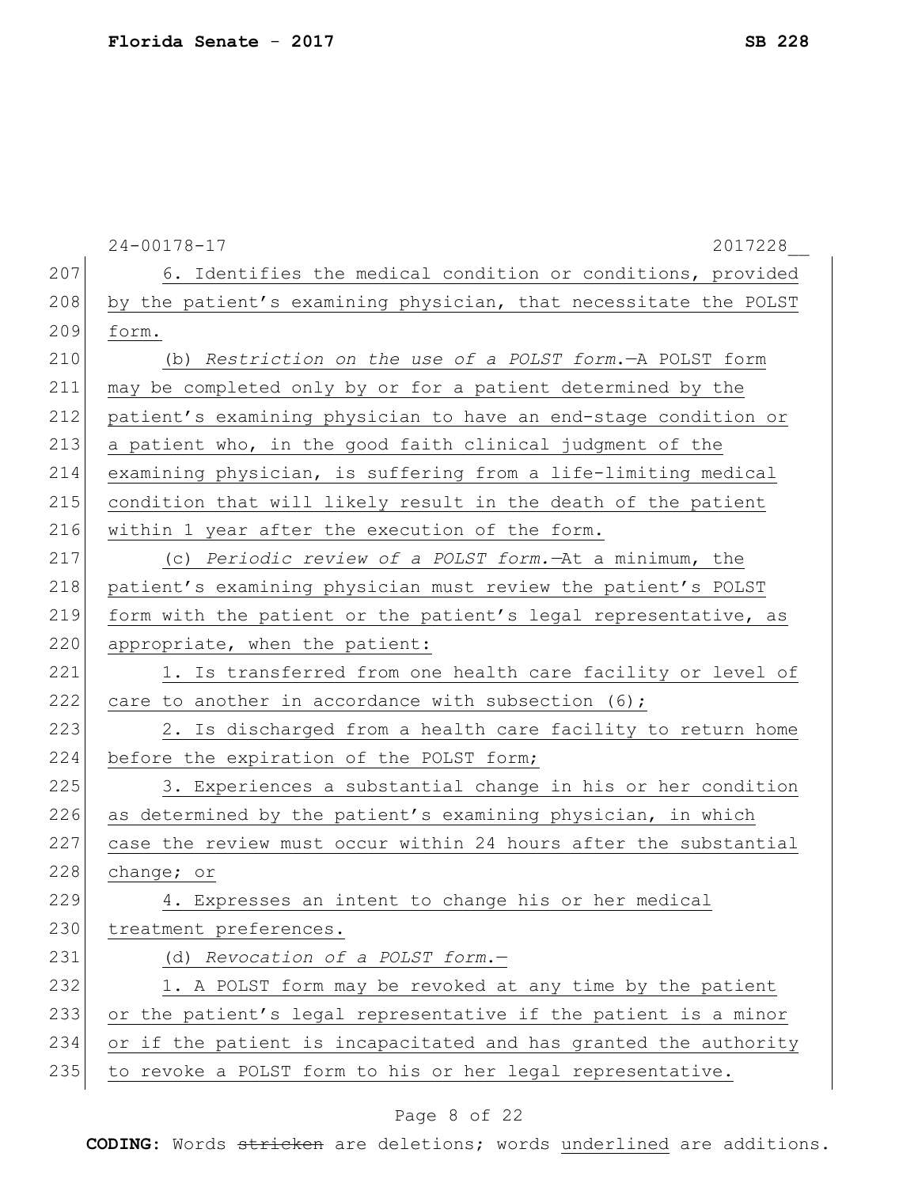6. Identifies the medical condition or conditions, provided by the patient's examining physician, that necessitate the POLST form.

(b) *Restriction on the use of a POLST form.*—A POLST form may be completed only by or for a patient determined by the patient's examining physician to have an end-stage condition or a patient who, in the good faith clinical judgment of the examining physician, is suffering from a life-limiting medical condition that will likely result in the death of the patient within 1 year after the execution of the form.

(c) *Periodic review of a POLST form.*—At a minimum, the patient's examining physician must review the patient's POLST form with the patient or the patient's legal representative, as appropriate, when the patient:

1. Is transferred from one health care facility or level of care to another in accordance with subsection (6);

2. Is discharged from a health care facility to return home before the expiration of the POLST form;

3. Experiences a substantial change in his or her condition as determined by the patient's examining physician, in which case the review must occur within 24 hours after the substantial change; or

4. Expresses an intent to change his or her medical treatment preferences.

(d) *Revocation of a POLST form.*—

1. A POLST form may be revoked at any time by the patient or the patient's legal representative if the patient is a minor or if the patient is incapacitated and has granted the authority to revoke a POLST form to his or her legal representative.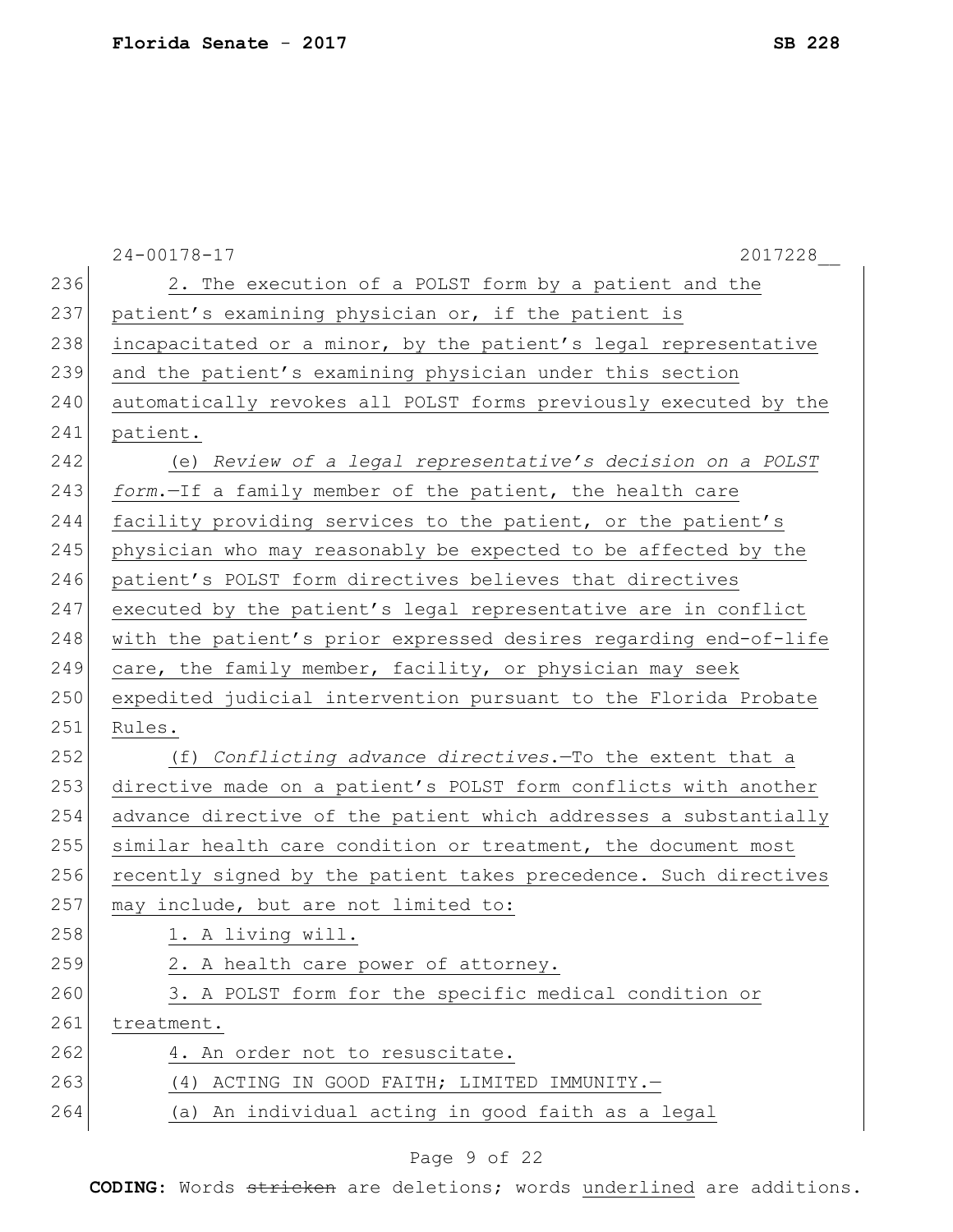2. The execution of a POLST form by a patient and the patient's examining physician or, if the patient is incapacitated or a minor, by the patient's legal representative and the patient's examining physician under this section automatically revokes all POLST forms previously executed by the patient.

(e) *Review of a legal representative's decision on a POLST form.*—If a family member of the patient, the health care facility providing services to the patient, or the patient's physician who may reasonably be expected to be affected by the patient's POLST form directives believes that directives executed by the patient's legal representative are in conflict with the patient's prior expressed desires regarding end-of-life care, the family member, facility, or physician may seek expedited judicial intervention pursuant to the Florida Probate Rules.

(f) *Conflicting advance directives.*—To the extent that a directive made on a patient's POLST form conflicts with another advance directive of the patient which addresses a substantially similar health care condition or treatment, the document most recently signed by the patient takes precedence. Such directives may include, but are not limited to:

1. A living will.
2. A health care power of attorney.
3. A POLST form for the specific medical condition or treatment.
4. An order not to resuscitate.

(4) ACTING IN GOOD FAITH; LIMITED IMMUNITY.—

(a) An individual acting in good faith as a legal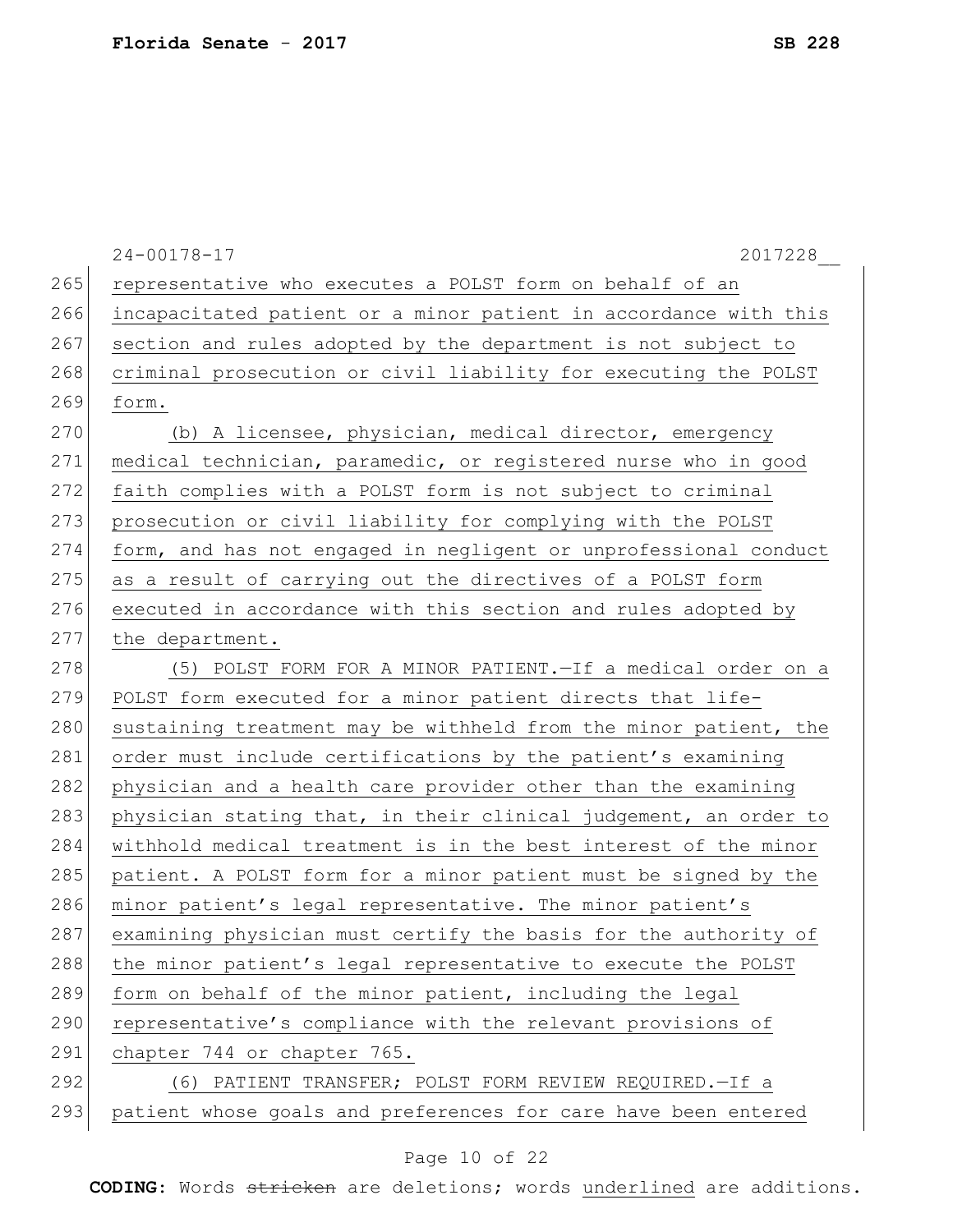representative who executes a POLST form on behalf of an incapacitated patient or a minor patient in accordance with this section and rules adopted by the department is not subject to criminal prosecution or civil liability for executing the POLST form.

(b) A licensee, physician, medical director, emergency medical technician, paramedic, or registered nurse who in good faith complies with a POLST form is not subject to criminal prosecution or civil liability for complying with the POLST form, and has not engaged in negligent or unprofessional conduct as a result of carrying out the directives of a POLST form executed in accordance with this section and rules adopted by the department.

(5) POLST FORM FOR A MINOR PATIENT.—If a medical order on a POLST form executed for a minor patient directs that life-sustaining treatment may be withheld from the minor patient, the order must include certifications by the patient's examining physician and a health care provider other than the examining physician stating that, in their clinical judgement, an order to withhold medical treatment is in the best interest of the minor patient. A POLST form for a minor patient must be signed by the minor patient's legal representative. The minor patient's examining physician must certify the basis for the authority of the minor patient's legal representative to execute the POLST form on behalf of the minor patient, including the legal representative's compliance with the relevant provisions of chapter 744 or chapter 765.

(6) PATIENT TRANSFER; POLST FORM REVIEW REQUIRED.—If a patient whose goals and preferences for care have been entered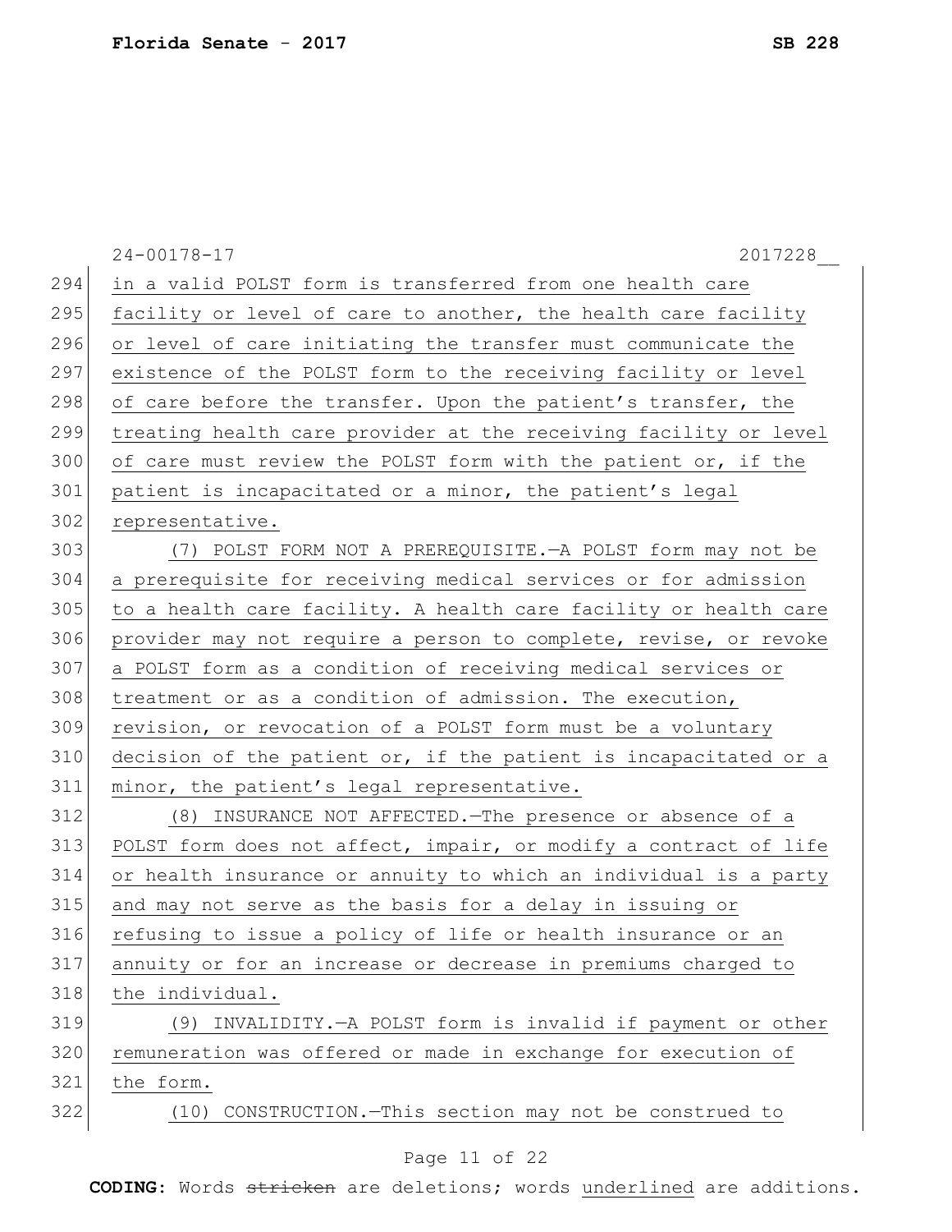in a valid POLST form is transferred from one health care facility or level of care to another, the health care facility or level of care initiating the transfer must communicate the existence of the POLST form to the receiving facility or level of care before the transfer. Upon the patient's transfer, the treating health care provider at the receiving facility or level of care must review the POLST form with the patient or, if the patient is incapacitated or a minor, the patient's legal representative.

(7) POLST FORM NOT A PREREQUISITE.—A POLST form may not be a prerequisite for receiving medical services or for admission to a health care facility. A health care facility or health care provider may not require a person to complete, revise, or revoke a POLST form as a condition of receiving medical services or treatment or as a condition of admission. The execution, revision, or revocation of a POLST form must be a voluntary decision of the patient or, if the patient is incapacitated or a minor, the patient's legal representative.

(8) INSURANCE NOT AFFECTED.—The presence or absence of a POLST form does not affect, impair, or modify a contract of life or health insurance or annuity to which an individual is a party and may not serve as the basis for a delay in issuing or refusing to issue a policy of life or health insurance or an annuity or for an increase or decrease in premiums charged to the individual.

(9) INVALIDITY.—A POLST form is invalid if payment or other remuneration was offered or made in exchange for execution of the form.

(10) CONSTRUCTION.—This section may not be construed to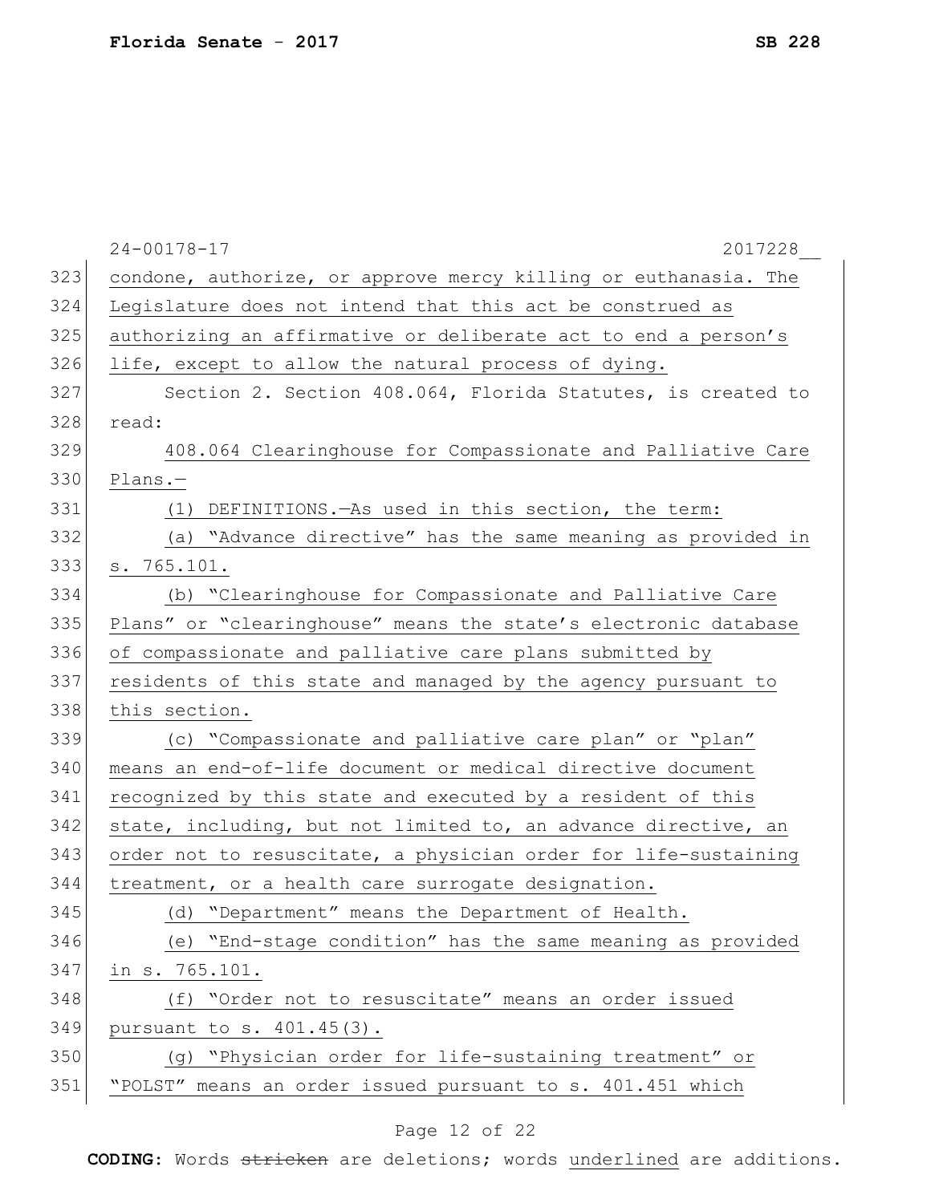24-00178-17 2017228__

condone, authorize, or approve mercy killing or euthanasia. The Legislature does not intend that this act be construed as authorizing an affirmative or deliberate act to end a person's life, except to allow the natural process of dying.

Section 2. Section 408.064, Florida Statutes, is created to read:

408.064 Clearinghouse for Compassionate and Palliative Care Plans.—

(1) DEFINITIONS.—As used in this section, the term:

(a) "Advance directive" has the same meaning as provided in s. 765.101.

(b) "Clearinghouse for Compassionate and Palliative Care Plans" or "clearinghouse" means the state's electronic database of compassionate and palliative care plans submitted by residents of this state and managed by the agency pursuant to this section.

(c) "Compassionate and palliative care plan" or "plan" means an end-of-life document or medical directive document recognized by this state and executed by a resident of this state, including, but not limited to, an advance directive, an order not to resuscitate, a physician order for life-sustaining treatment, or a health care surrogate designation.

(d) "Department" means the Department of Health.

(e) "End-stage condition" has the same meaning as provided in s. 765.101.

(f) "Order not to resuscitate" means an order issued pursuant to s. 401.45(3).

(g) "Physician order for life-sustaining treatment" or "POLST" means an order issued pursuant to s. 401.451 which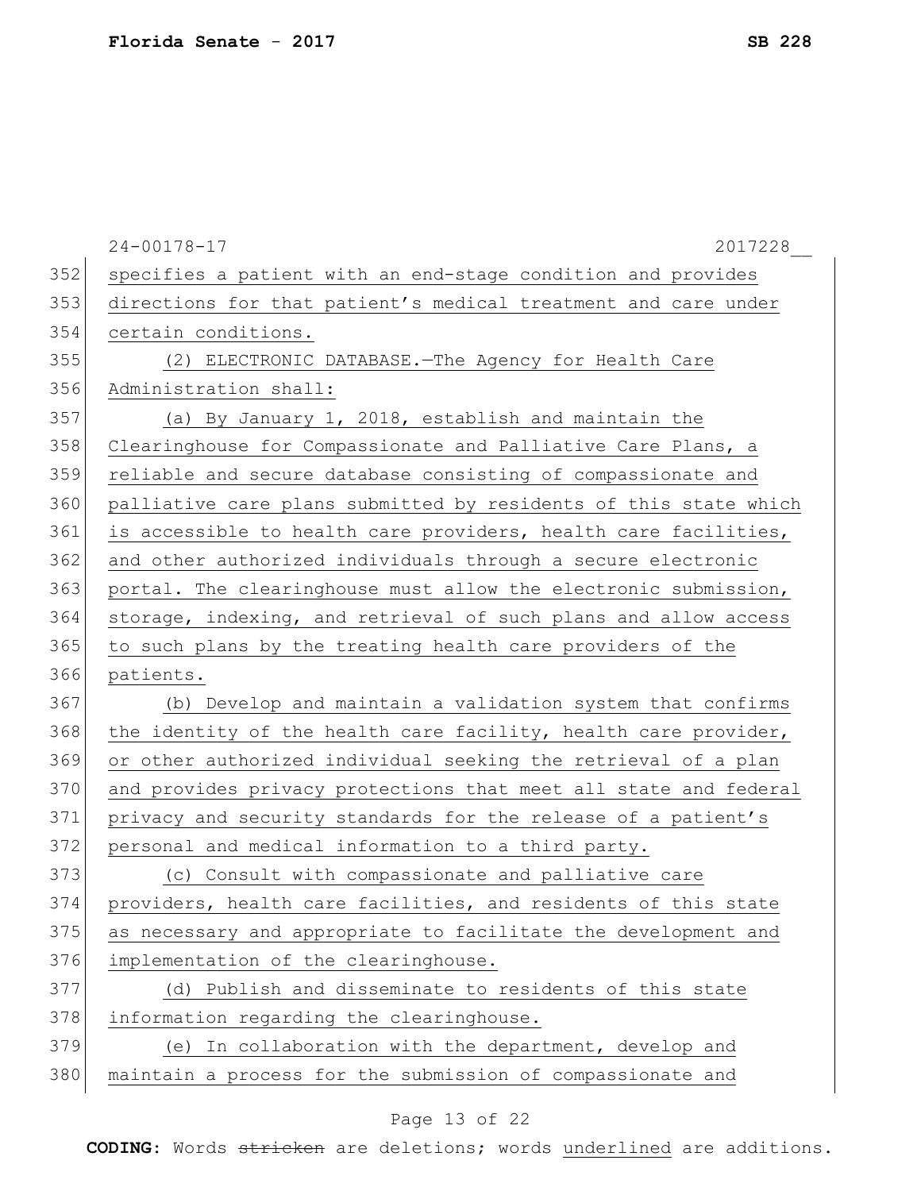specifies a patient with an end-stage condition and provides directions for that patient's medical treatment and care under certain conditions.

(2) ELECTRONIC DATABASE.—The Agency for Health Care Administration shall:

(a) By January 1, 2018, establish and maintain the Clearinghouse for Compassionate and Palliative Care Plans, a reliable and secure database consisting of compassionate and palliative care plans submitted by residents of this state which is accessible to health care providers, health care facilities, and other authorized individuals through a secure electronic portal. The clearinghouse must allow the electronic submission, storage, indexing, and retrieval of such plans and allow access to such plans by the treating health care providers of the patients.

(b) Develop and maintain a validation system that confirms the identity of the health care facility, health care provider, or other authorized individual seeking the retrieval of a plan and provides privacy protections that meet all state and federal privacy and security standards for the release of a patient's personal and medical information to a third party.

(c) Consult with compassionate and palliative care providers, health care facilities, and residents of this state as necessary and appropriate to facilitate the development and implementation of the clearinghouse.

(d) Publish and disseminate to residents of this state information regarding the clearinghouse.

(e) In collaboration with the department, develop and maintain a process for the submission of compassionate and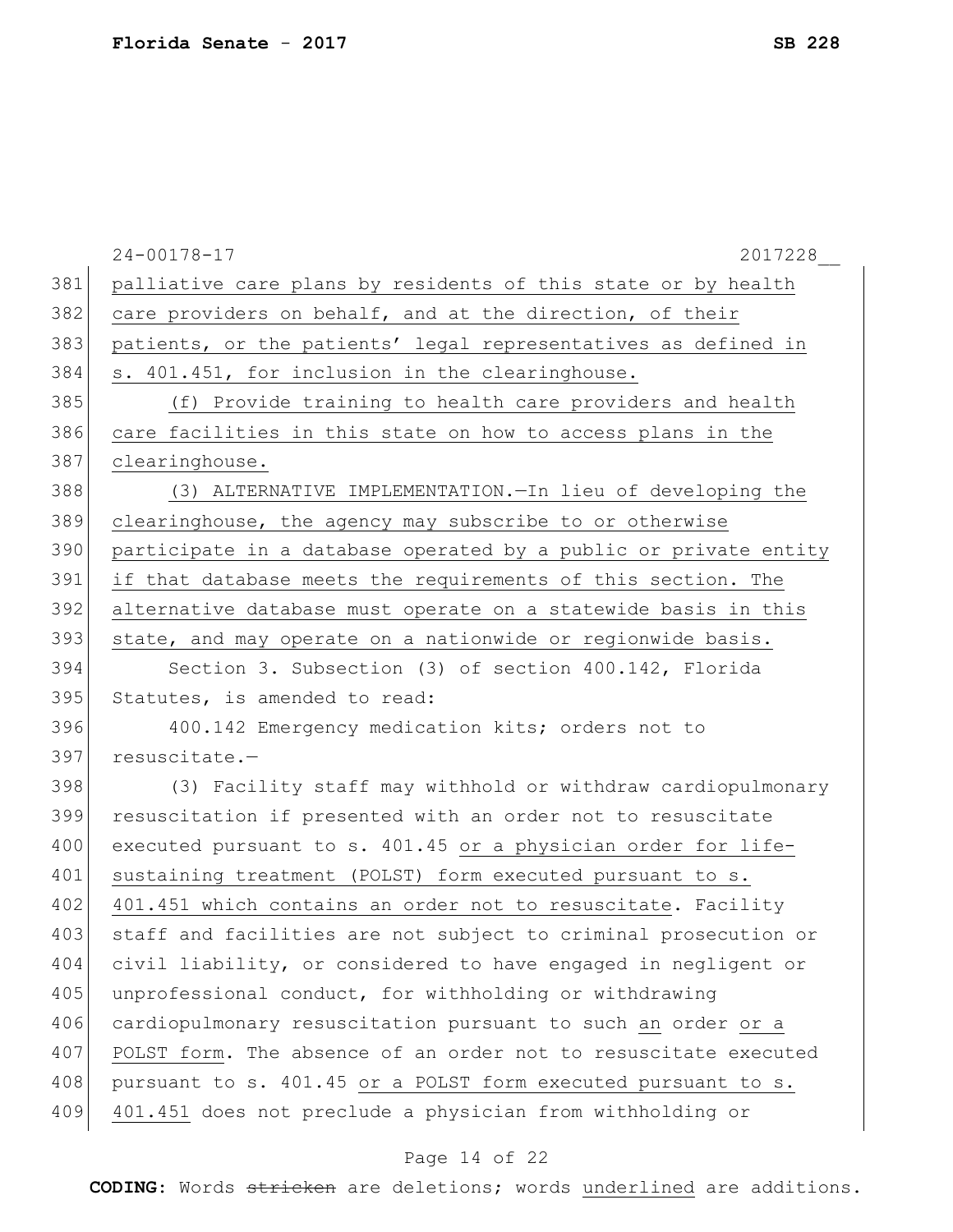palliative care plans by residents of this state or by health care providers on behalf, and at the direction, of their patients, or the patients' legal representatives as defined in s. 401.451, for inclusion in the clearinghouse.

(f) Provide training to health care providers and health care facilities in this state on how to access plans in the clearinghouse.

(3) ALTERNATIVE IMPLEMENTATION.—In lieu of developing the clearinghouse, the agency may subscribe to or otherwise participate in a database operated by a public or private entity if that database meets the requirements of this section. The alternative database must operate on a statewide basis in this state, and may operate on a nationwide or regionwide basis.

Section 3. Subsection (3) of section 400.142, Florida Statutes, is amended to read:

400.142 Emergency medication kits; orders not to resuscitate.—

(3) Facility staff may withhold or withdraw cardiopulmonary resuscitation if presented with an order not to resuscitate executed pursuant to s. 401.45 or a physician order for life-sustaining treatment (POLST) form executed pursuant to s. 401.451 which contains an order not to resuscitate. Facility staff and facilities are not subject to criminal prosecution or civil liability, or considered to have engaged in negligent or unprofessional conduct, for withholding or withdrawing cardiopulmonary resuscitation pursuant to such an order or a POLST form. The absence of an order not to resuscitate executed pursuant to s. 401.45 or a POLST form executed pursuant to s. 401.451 does not preclude a physician from withholding or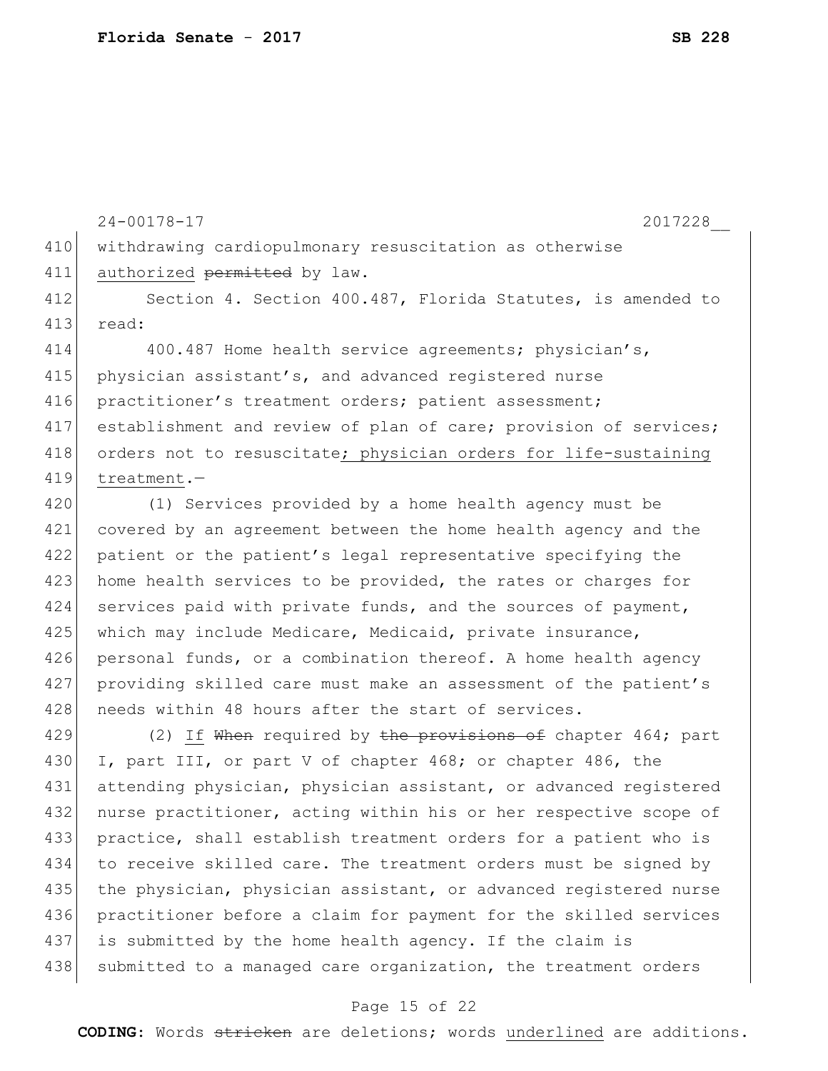withdrawing cardiopulmonary resuscitation as otherwise <u>authorized</u> ~~permitted~~ by law.

Section 4. Section 400.487, Florida Statutes, is amended to read:

400.487 Home health service agreements; physician's, physician assistant's, and advanced registered nurse practitioner's treatment orders; patient assessment; establishment and review of plan of care; provision of services; orders not to resuscitate<u>; physician orders for life-sustaining treatment</u>.—

(1) Services provided by a home health agency must be covered by an agreement between the home health agency and the patient or the patient's legal representative specifying the home health services to be provided, the rates or charges for services paid with private funds, and the sources of payment, which may include Medicare, Medicaid, private insurance, personal funds, or a combination thereof. A home health agency providing skilled care must make an assessment of the patient's needs within 48 hours after the start of services.

(2) <u>If</u> ~~When~~ required by ~~the provisions of~~ chapter 464; part I, part III, or part V of chapter 468; or chapter 486, the attending physician, physician assistant, or advanced registered nurse practitioner, acting within his or her respective scope of practice, shall establish treatment orders for a patient who is to receive skilled care. The treatment orders must be signed by the physician, physician assistant, or advanced registered nurse practitioner before a claim for payment for the skilled services is submitted by the home health agency. If the claim is submitted to a managed care organization, the treatment orders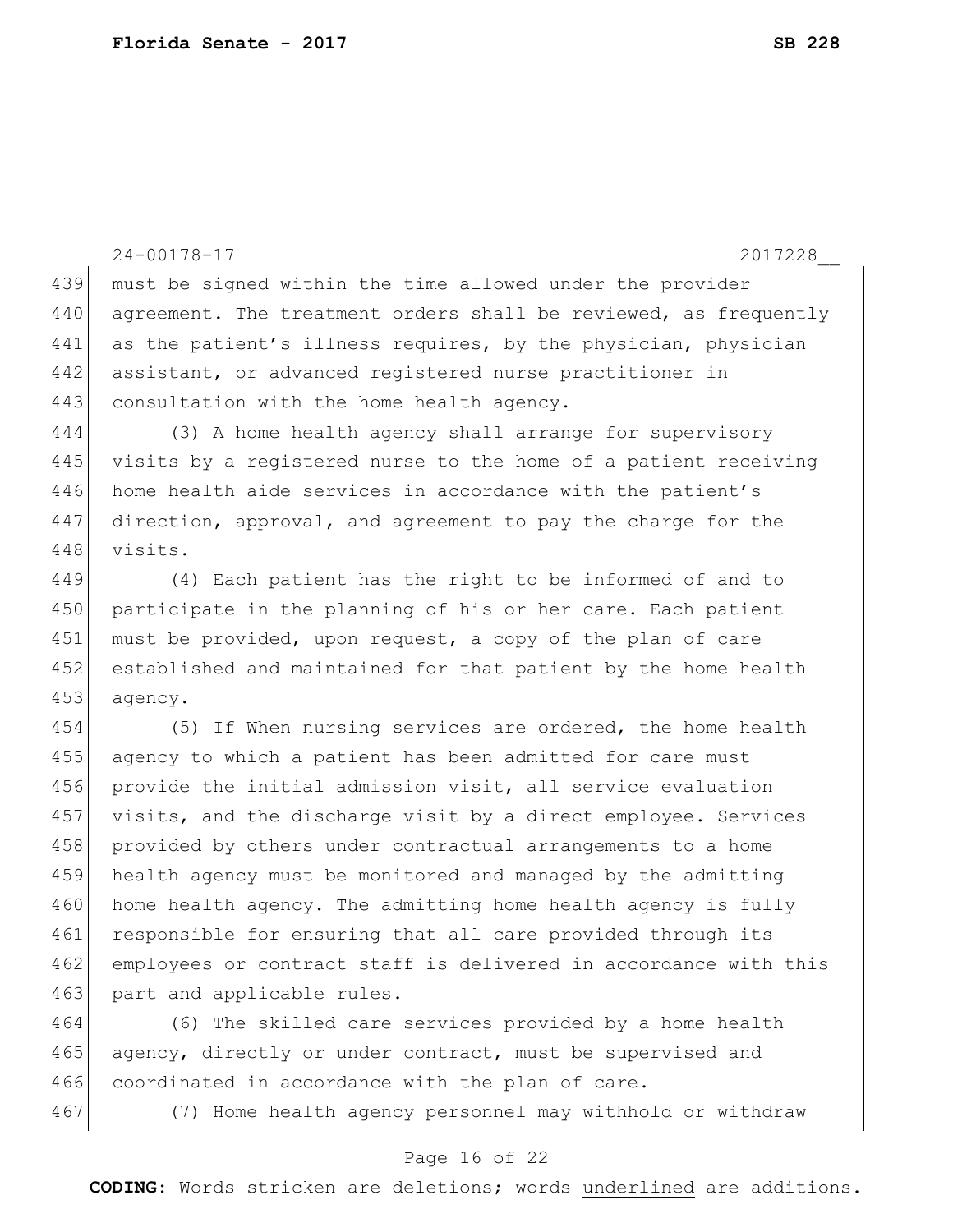must be signed within the time allowed under the provider agreement. The treatment orders shall be reviewed, as frequently as the patient's illness requires, by the physician, physician assistant, or advanced registered nurse practitioner in consultation with the home health agency.

(3) A home health agency shall arrange for supervisory visits by a registered nurse to the home of a patient receiving home health aide services in accordance with the patient's direction, approval, and agreement to pay the charge for the visits.

(4) Each patient has the right to be informed of and to participate in the planning of his or her care. Each patient must be provided, upon request, a copy of the plan of care established and maintained for that patient by the home health agency.

(5) <u>If</u> ~~When~~ nursing services are ordered, the home health agency to which a patient has been admitted for care must provide the initial admission visit, all service evaluation visits, and the discharge visit by a direct employee. Services provided by others under contractual arrangements to a home health agency must be monitored and managed by the admitting home health agency. The admitting home health agency is fully responsible for ensuring that all care provided through its employees or contract staff is delivered in accordance with this part and applicable rules.

(6) The skilled care services provided by a home health agency, directly or under contract, must be supervised and coordinated in accordance with the plan of care.

(7) Home health agency personnel may withhold or withdraw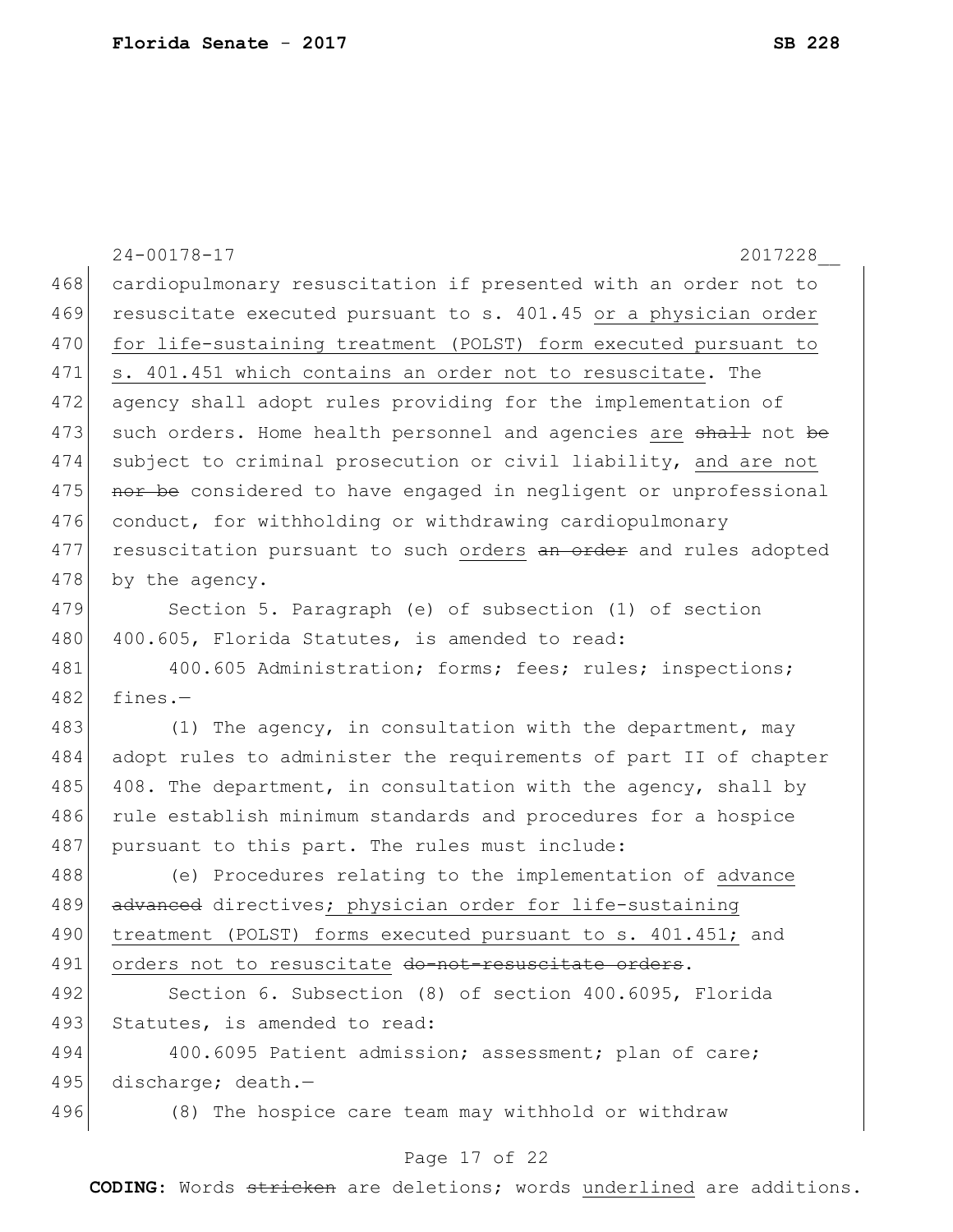cardiopulmonary resuscitation if presented with an order not to resuscitate executed pursuant to s. 401.45 <u>or a physician order for life-sustaining treatment (POLST) form executed pursuant to s. 401.451 which contains an order not to resuscitate</u>. The agency shall adopt rules providing for the implementation of such orders. Home health personnel and agencies <u>are</u> ~~shall~~ not ~~be~~ subject to criminal prosecution or civil liability, <u>and are not</u> ~~nor be~~ considered to have engaged in negligent or unprofessional conduct, for withholding or withdrawing cardiopulmonary resuscitation pursuant to such <u>orders</u> ~~an order~~ and rules adopted by the agency.

Section 5. Paragraph (e) of subsection (1) of section 400.605, Florida Statutes, is amended to read:

400.605 Administration; forms; fees; rules; inspections; fines.—

(1) The agency, in consultation with the department, may adopt rules to administer the requirements of part II of chapter 408. The department, in consultation with the agency, shall by rule establish minimum standards and procedures for a hospice pursuant to this part. The rules must include:

(e) Procedures relating to the implementation of <u>advance</u> ~~advanced~~ directives<u>; physician order for life-sustaining treatment (POLST) forms executed pursuant to s. 401.451;</u> and <u>orders not to resuscitate</u> ~~do-not-resuscitate orders~~.

Section 6. Subsection (8) of section 400.6095, Florida Statutes, is amended to read:

400.6095 Patient admission; assessment; plan of care; discharge; death.—

(8) The hospice care team may withhold or withdraw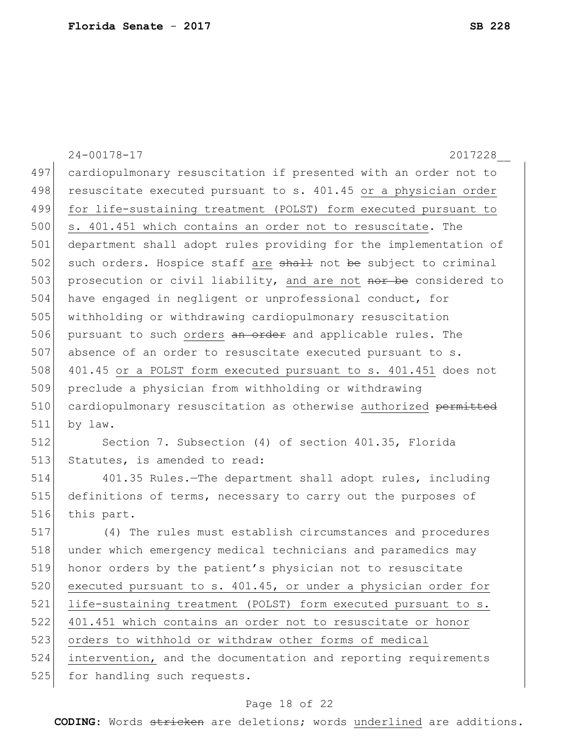cardiopulmonary resuscitation if presented with an order not to resuscitate executed pursuant to s. 401.45 <u>or a physician order for life-sustaining treatment (POLST) form executed pursuant to s. 401.451 which contains an order not to resuscitate</u>. The department shall adopt rules providing for the implementation of such orders. Hospice staff <u>are</u> ~~shall~~ not ~~be~~ subject to criminal prosecution or civil liability, <u>and are not</u> ~~nor be~~ considered to have engaged in negligent or unprofessional conduct, for withholding or withdrawing cardiopulmonary resuscitation pursuant to such <u>orders</u> ~~an order~~ and applicable rules. The absence of an order to resuscitate executed pursuant to s. 401.45 <u>or a POLST form executed pursuant to s. 401.451</u> does not preclude a physician from withholding or withdrawing cardiopulmonary resuscitation as otherwise <u>authorized</u> ~~permitted~~ by law.

Section 7. Subsection (4) of section 401.35, Florida Statutes, is amended to read:

401.35 Rules.—The department shall adopt rules, including definitions of terms, necessary to carry out the purposes of this part.

(4) The rules must establish circumstances and procedures under which emergency medical technicians and paramedics may honor orders by the patient's physician not to resuscitate <u>executed pursuant to s. 401.45, or under a physician order for life-sustaining treatment (POLST) form executed pursuant to s. 401.451 which contains an order not to resuscitate or honor orders to withhold or withdraw other forms of medical intervention,</u> and the documentation and reporting requirements for handling such requests.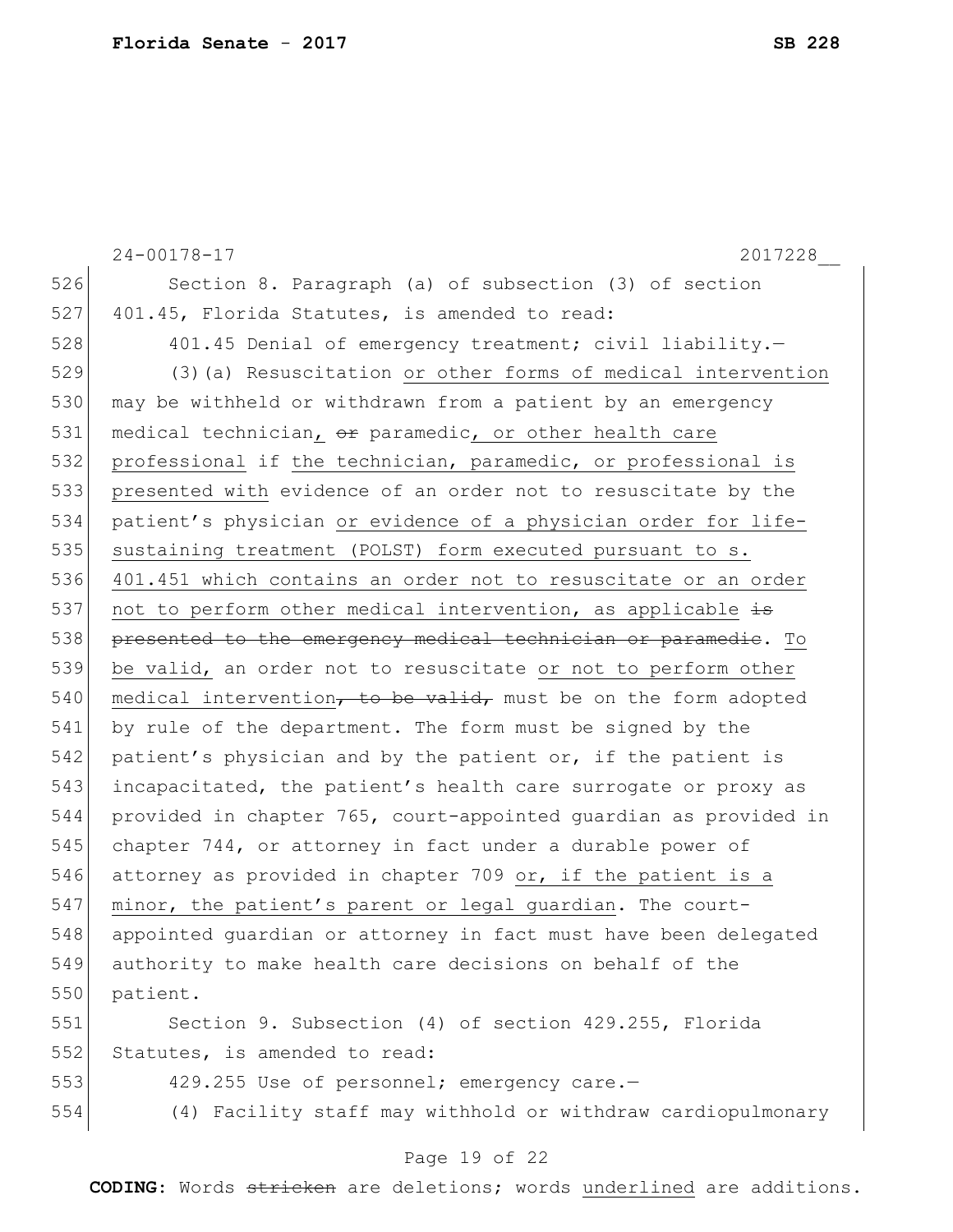24-00178-17 2017228__

Section 8. Paragraph (a) of subsection (3) of section 401.45, Florida Statutes, is amended to read:

401.45 Denial of emergency treatment; civil liability.—

(3)(a) Resuscitation <u>or other forms of medical intervention</u> may be withheld or withdrawn from a patient by an emergency medical technician<u>,</u> ~~or~~ paramedic<u>, or other health care professional</u> if <u>the technician, paramedic, or professional is presented with</u> evidence of an order not to resuscitate by the patient's physician <u>or evidence of a physician order for life-sustaining treatment (POLST) form executed pursuant to s. 401.451 which contains an order not to resuscitate or an order not to perform other medical intervention, as applicable</u> ~~is presented to the emergency medical technician or paramedic~~. <u>To be valid,</u> an order not to resuscitate <u>or not to perform other medical intervention</u>~~, to be valid,~~ must be on the form adopted by rule of the department. The form must be signed by the patient's physician and by the patient or, if the patient is incapacitated, the patient's health care surrogate or proxy as provided in chapter 765, court-appointed guardian as provided in chapter 744, or attorney in fact under a durable power of attorney as provided in chapter 709 <u>or, if the patient is a minor, the patient's parent or legal guardian</u>. The court-appointed guardian or attorney in fact must have been delegated authority to make health care decisions on behalf of the patient.

Section 9. Subsection (4) of section 429.255, Florida Statutes, is amended to read:

429.255 Use of personnel; emergency care.—

(4) Facility staff may withhold or withdraw cardiopulmonary

**CODING:** Words ~~stricken~~ are deletions; words <u>underlined</u> are additions.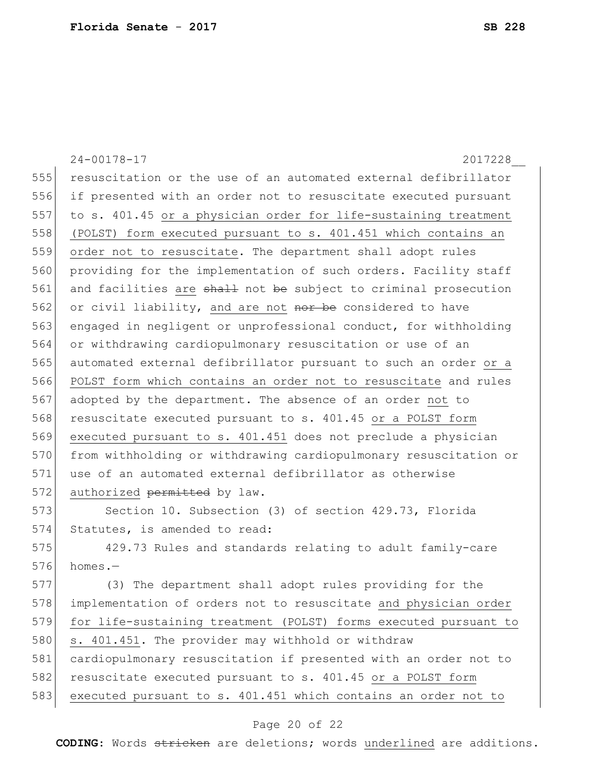24-00178-17 2017228__

resuscitation or the use of an automated external defibrillator if presented with an order not to resuscitate executed pursuant to s. 401.45 <u>or a physician order for life-sustaining treatment (POLST) form executed pursuant to s. 401.451 which contains an order not to resuscitate</u>. The department shall adopt rules providing for the implementation of such orders. Facility staff and facilities <u>are</u> ~~shall~~ not ~~be~~ subject to criminal prosecution or civil liability, <u>and are not</u> ~~nor be~~ considered to have engaged in negligent or unprofessional conduct, for withholding or withdrawing cardiopulmonary resuscitation or use of an automated external defibrillator pursuant to such an order <u>or a POLST form which contains an order not to resuscitate</u> and rules adopted by the department. The absence of an order <u>not</u> to resuscitate executed pursuant to s. 401.45 <u>or a POLST form executed pursuant to s. 401.451</u> does not preclude a physician from withholding or withdrawing cardiopulmonary resuscitation or use of an automated external defibrillator as otherwise <u>authorized</u> ~~permitted~~ by law.

Section 10. Subsection (3) of section 429.73, Florida Statutes, is amended to read:

429.73 Rules and standards relating to adult family-care homes.—

(3) The department shall adopt rules providing for the implementation of orders not to resuscitate <u>and physician order for life-sustaining treatment (POLST) forms executed pursuant to s. 401.451</u>. The provider may withhold or withdraw cardiopulmonary resuscitation if presented with an order not to resuscitate executed pursuant to s. 401.45 <u>or a POLST form executed pursuant to s. 401.451 which contains an order not to</u>

**CODING:** Words ~~stricken~~ are deletions; words <u>underlined</u> are additions.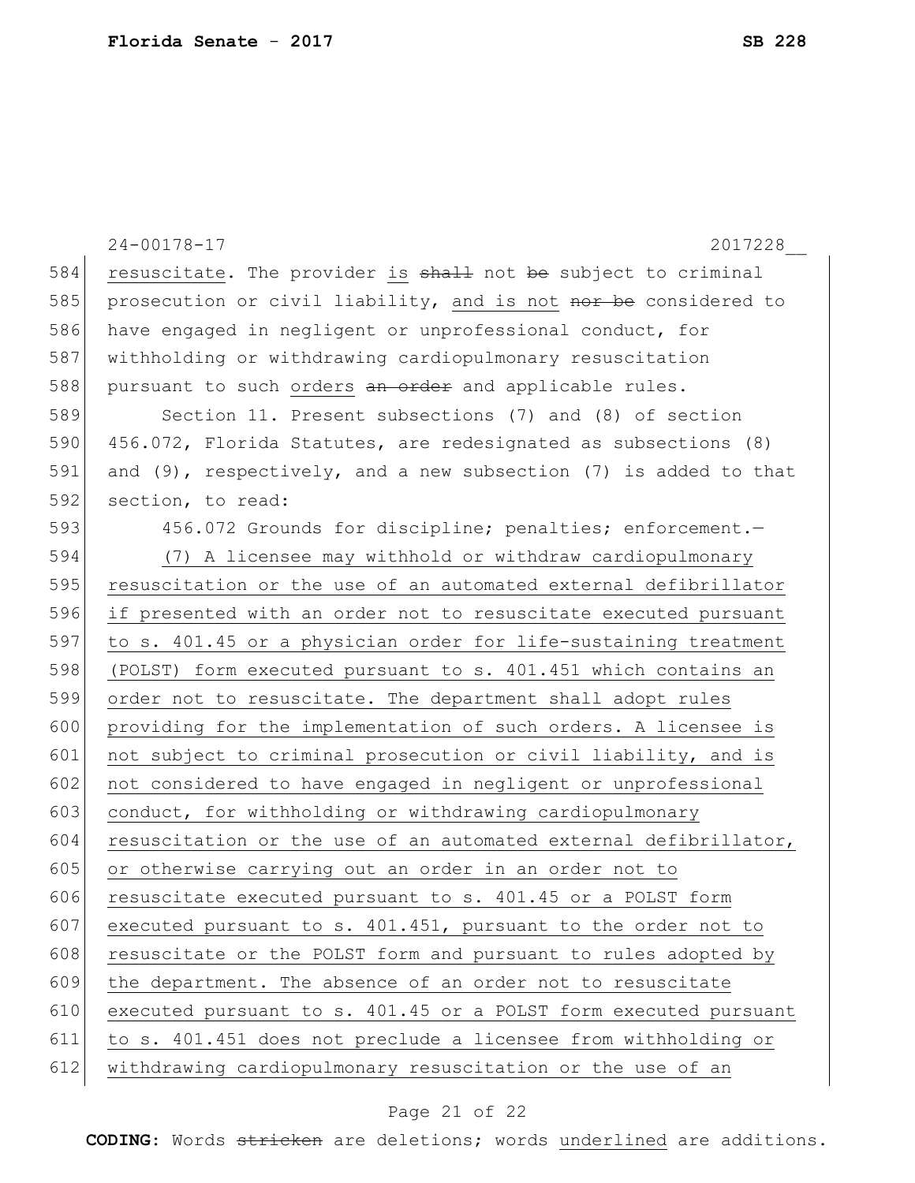resuscitate. The provider is ~~shall~~ not ~~be~~ subject to criminal prosecution or civil liability, and is not ~~nor be~~ considered to have engaged in negligent or unprofessional conduct, for withholding or withdrawing cardiopulmonary resuscitation pursuant to such orders ~~an order~~ and applicable rules.

Section 11. Present subsections (7) and (8) of section 456.072, Florida Statutes, are redesignated as subsections (8) and (9), respectively, and a new subsection (7) is added to that section, to read:

456.072 Grounds for discipline; penalties; enforcement.—

<u>(7) A licensee may withhold or withdraw cardiopulmonary resuscitation or the use of an automated external defibrillator if presented with an order not to resuscitate executed pursuant to s. 401.45 or a physician order for life-sustaining treatment (POLST) form executed pursuant to s. 401.451 which contains an order not to resuscitate. The department shall adopt rules providing for the implementation of such orders. A licensee is not subject to criminal prosecution or civil liability, and is not considered to have engaged in negligent or unprofessional conduct, for withholding or withdrawing cardiopulmonary resuscitation or the use of an automated external defibrillator, or otherwise carrying out an order in an order not to resuscitate executed pursuant to s. 401.45 or a POLST form executed pursuant to s. 401.451, pursuant to the order not to resuscitate or the POLST form and pursuant to rules adopted by the department. The absence of an order not to resuscitate executed pursuant to s. 401.45 or a POLST form executed pursuant to s. 401.451 does not preclude a licensee from withholding or withdrawing cardiopulmonary resuscitation or the use of an</u>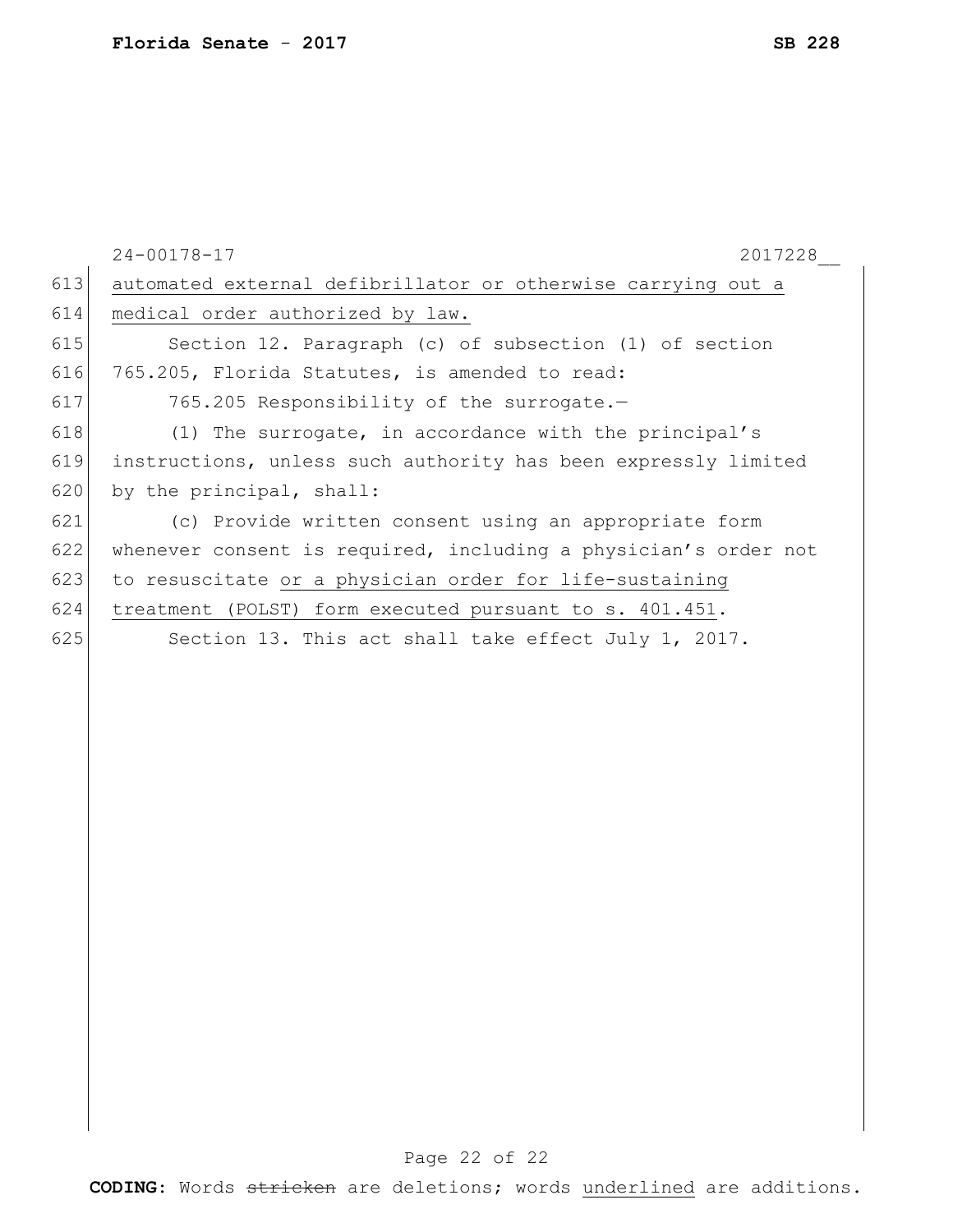automated external defibrillator or otherwise carrying out a medical order authorized by law.

Section 12. Paragraph (c) of subsection (1) of section 765.205, Florida Statutes, is amended to read:

765.205 Responsibility of the surrogate.—

(1) The surrogate, in accordance with the principal's instructions, unless such authority has been expressly limited by the principal, shall:

(c) Provide written consent using an appropriate form whenever consent is required, including a physician's order not to resuscitate or a physician order for life-sustaining treatment (POLST) form executed pursuant to s. 401.451.

Section 13. This act shall take effect July 1, 2017.